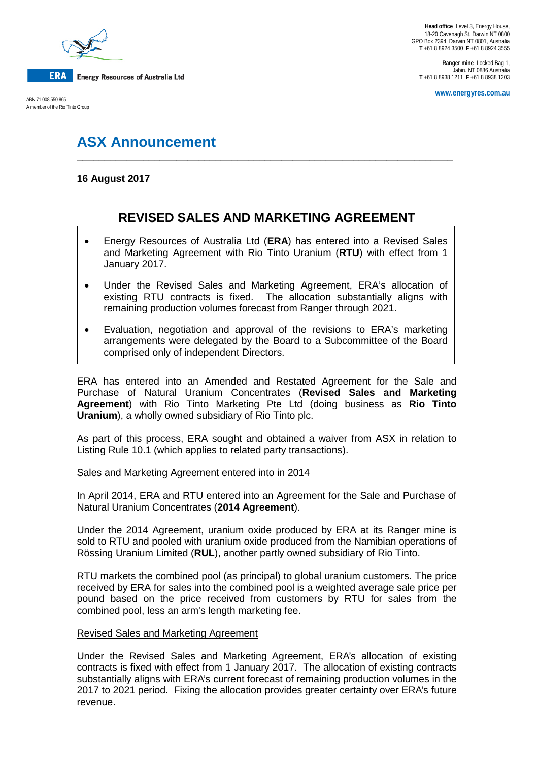Energy Resources of Australia Ltd

ABN 71 008 550 865
A member of the Rio Tinto Group

**Head office** Level 3, Energy House,
18-20 Cavenagh St, Darwin NT 0800
GPO Box 2394, Darwin NT 0801, Australia
**T** +61 8 8924 3500 **F** +61 8 8924 3555

**Ranger mine** Locked Bag 1,
Jabiru NT 0886 Australia
**T** +61 8 8938 1211 **F** +61 8 8938 1203

www.energyres.com.au

# ASX Announcement

**16 August 2017**

## REVISED SALES AND MARKETING AGREEMENT

- Energy Resources of Australia Ltd (**ERA**) has entered into a Revised Sales and Marketing Agreement with Rio Tinto Uranium (**RTU**) with effect from 1 January 2017.
- Under the Revised Sales and Marketing Agreement, ERA's allocation of existing RTU contracts is fixed. The allocation substantially aligns with remaining production volumes forecast from Ranger through 2021.
- Evaluation, negotiation and approval of the revisions to ERA's marketing arrangements were delegated by the Board to a Subcommittee of the Board comprised only of independent Directors.

ERA has entered into an Amended and Restated Agreement for the Sale and Purchase of Natural Uranium Concentrates (**Revised Sales and Marketing Agreement**) with Rio Tinto Marketing Pte Ltd (doing business as **Rio Tinto Uranium**), a wholly owned subsidiary of Rio Tinto plc.

As part of this process, ERA sought and obtained a waiver from ASX in relation to Listing Rule 10.1 (which applies to related party transactions).

<u>Sales and Marketing Agreement entered into in 2014</u>

In April 2014, ERA and RTU entered into an Agreement for the Sale and Purchase of Natural Uranium Concentrates (**2014 Agreement**).

Under the 2014 Agreement, uranium oxide produced by ERA at its Ranger mine is sold to RTU and pooled with uranium oxide produced from the Namibian operations of Rössing Uranium Limited (**RUL**), another partly owned subsidiary of Rio Tinto.

RTU markets the combined pool (as principal) to global uranium customers. The price received by ERA for sales into the combined pool is a weighted average sale price per pound based on the price received from customers by RTU for sales from the combined pool, less an arm's length marketing fee.

<u>Revised Sales and Marketing Agreement</u>

Under the Revised Sales and Marketing Agreement, ERA's allocation of existing contracts is fixed with effect from 1 January 2017. The allocation of existing contracts substantially aligns with ERA's current forecast of remaining production volumes in the 2017 to 2021 period. Fixing the allocation provides greater certainty over ERA's future revenue.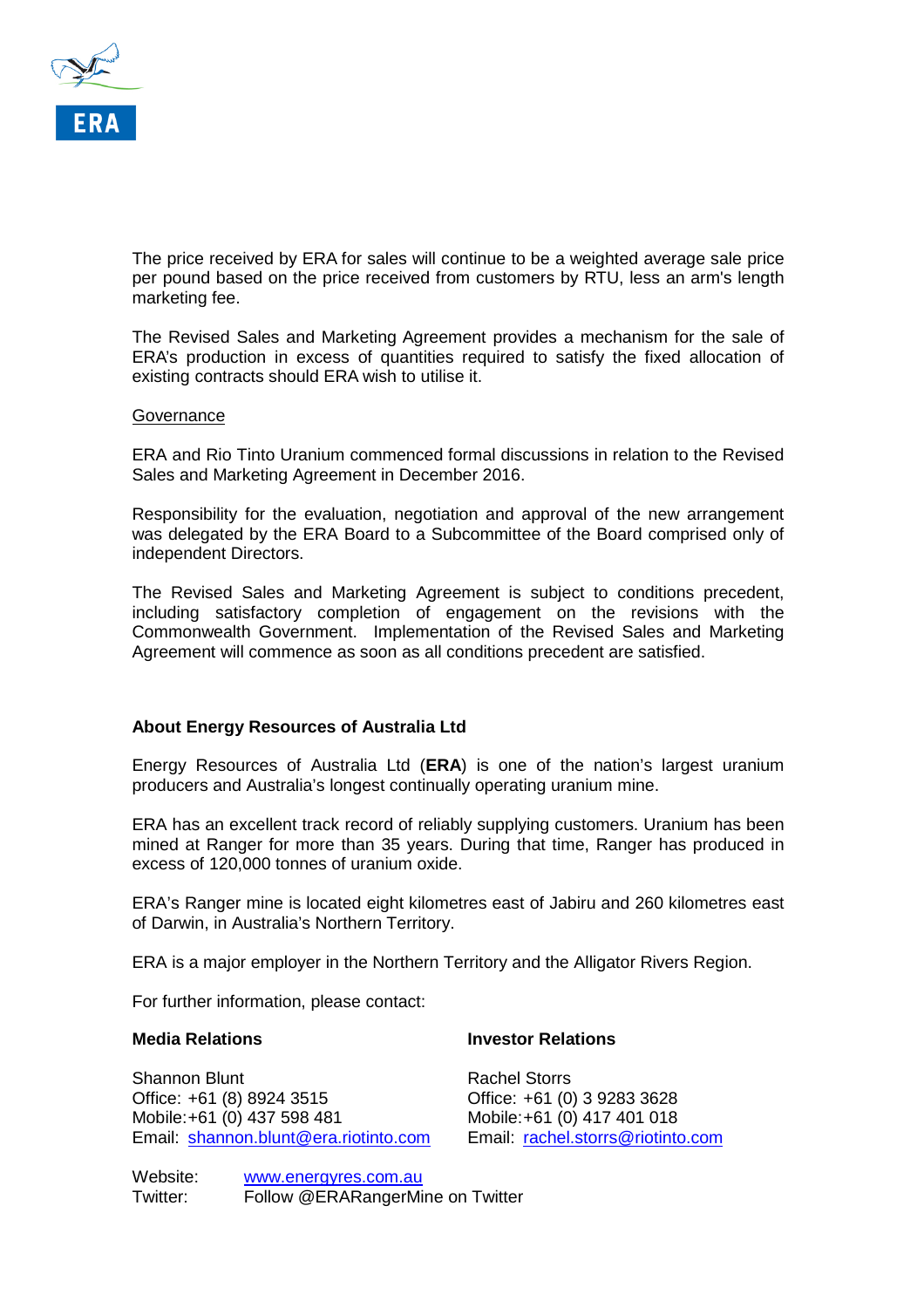The price received by ERA for sales will continue to be a weighted average sale price per pound based on the price received from customers by RTU, less an arm's length marketing fee.

The Revised Sales and Marketing Agreement provides a mechanism for the sale of ERA's production in excess of quantities required to satisfy the fixed allocation of existing contracts should ERA wish to utilise it.

Governance

ERA and Rio Tinto Uranium commenced formal discussions in relation to the Revised Sales and Marketing Agreement in December 2016.

Responsibility for the evaluation, negotiation and approval of the new arrangement was delegated by the ERA Board to a Subcommittee of the Board comprised only of independent Directors.

The Revised Sales and Marketing Agreement is subject to conditions precedent, including satisfactory completion of engagement on the revisions with the Commonwealth Government. Implementation of the Revised Sales and Marketing Agreement will commence as soon as all conditions precedent are satisfied.

### About Energy Resources of Australia Ltd

Energy Resources of Australia Ltd (**ERA**) is one of the nation's largest uranium producers and Australia's longest continually operating uranium mine.

ERA has an excellent track record of reliably supplying customers. Uranium has been mined at Ranger for more than 35 years. During that time, Ranger has produced in excess of 120,000 tonnes of uranium oxide.

ERA's Ranger mine is located eight kilometres east of Jabiru and 260 kilometres east of Darwin, in Australia's Northern Territory.

ERA is a major employer in the Northern Territory and the Alligator Rivers Region.

For further information, please contact:

**Media Relations**

Shannon Blunt
Office: +61 (8) 8924 3515
Mobile: +61 (0) 437 598 481
Email: shannon.blunt@era.riotinto.com

**Investor Relations**

Rachel Storrs
Office: +61 (0) 3 9283 3628
Mobile: +61 (0) 417 401 018
Email: rachel.storrs@riotinto.com

Website: www.energyres.com.au
Twitter: Follow @ERARangerMine on Twitter